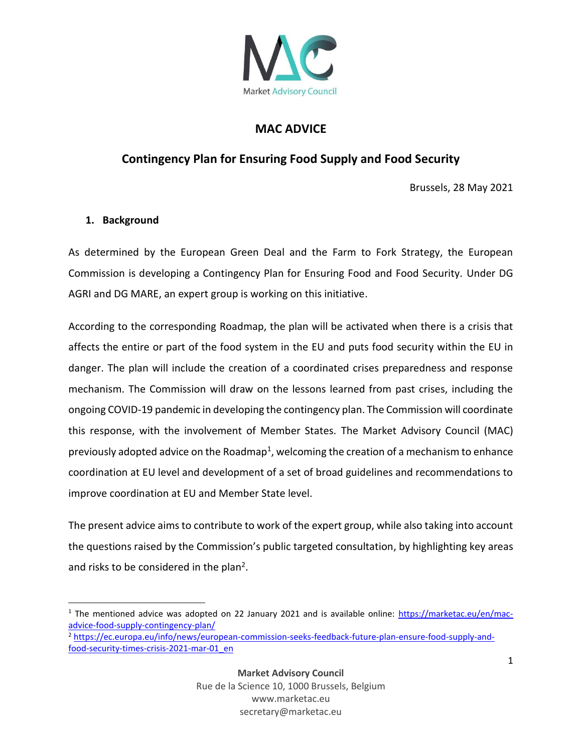# MAC ADVICE

## Contingency Plan for Ensuring Food Supply and Food Security

Brussels, 28 May 2021

### 1. Background

As determined by the European Green Deal and the Farm to Fork Strategy, the European Commission is developing a Contingency Plan for Ensuring Food and Food Security. Under DG AGRI and DG MARE, an expert group is working on this initiative.

According to the corresponding Roadmap, the plan will be activated when there is a crisis that affects the entire or part of the food system in the EU and puts food security within the EU in danger. The plan will include the creation of a coordinated crises preparedness and response mechanism. The Commission will draw on the lessons learned from past crises, including the ongoing COVID-19 pandemic in developing the contingency plan. The Commission will coordinate this response, with the involvement of Member States. The Market Advisory Council (MAC) previously adopted advice on the Roadmap[1], welcoming the creation of a mechanism to enhance coordination at EU level and development of a set of broad guidelines and recommendations to improve coordination at EU and Member State level.

The present advice aims to contribute to work of the expert group, while also taking into account the questions raised by the Commission's public targeted consultation, by highlighting key areas and risks to be considered in the plan[2].

---

[1] The mentioned advice was adopted on 22 January 2021 and is available online: https://marketac.eu/en/mac-advice-food-supply-contingency-plan/

[2] https://ec.europa.eu/info/news/european-commission-seeks-feedback-future-plan-ensure-food-supply-and-food-security-times-crisis-2021-mar-01_en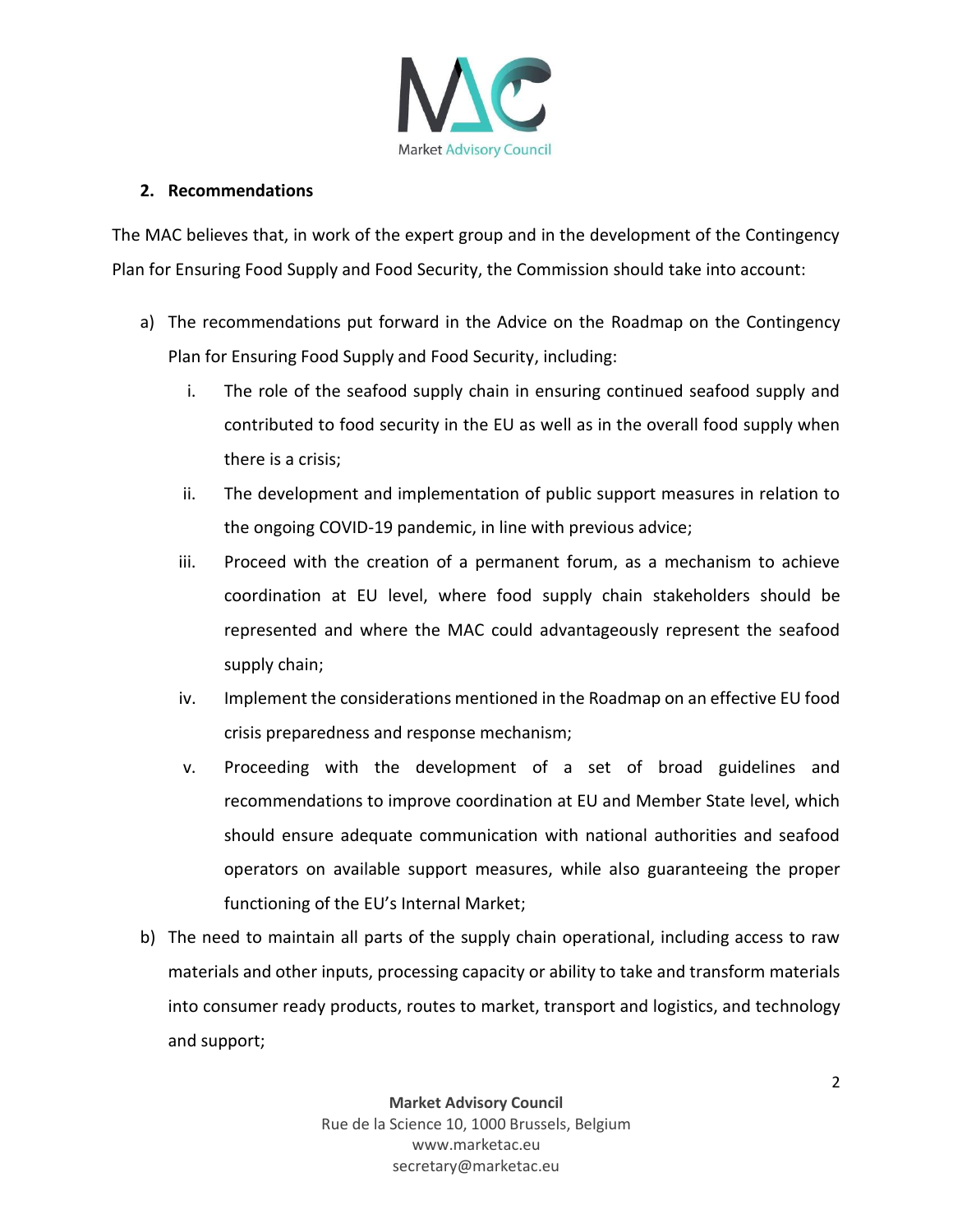## 2. Recommendations

The MAC believes that, in work of the expert group and in the development of the Contingency Plan for Ensuring Food Supply and Food Security, the Commission should take into account:

a) The recommendations put forward in the Advice on the Roadmap on the Contingency Plan for Ensuring Food Supply and Food Security, including:

   i. The role of the seafood supply chain in ensuring continued seafood supply and contributed to food security in the EU as well as in the overall food supply when there is a crisis;

   ii. The development and implementation of public support measures in relation to the ongoing COVID-19 pandemic, in line with previous advice;

   iii. Proceed with the creation of a permanent forum, as a mechanism to achieve coordination at EU level, where food supply chain stakeholders should be represented and where the MAC could advantageously represent the seafood supply chain;

   iv. Implement the considerations mentioned in the Roadmap on an effective EU food crisis preparedness and response mechanism;

   v. Proceeding with the development of a set of broad guidelines and recommendations to improve coordination at EU and Member State level, which should ensure adequate communication with national authorities and seafood operators on available support measures, while also guaranteeing the proper functioning of the EU's Internal Market;

b) The need to maintain all parts of the supply chain operational, including access to raw materials and other inputs, processing capacity or ability to take and transform materials into consumer ready products, routes to market, transport and logistics, and technology and support;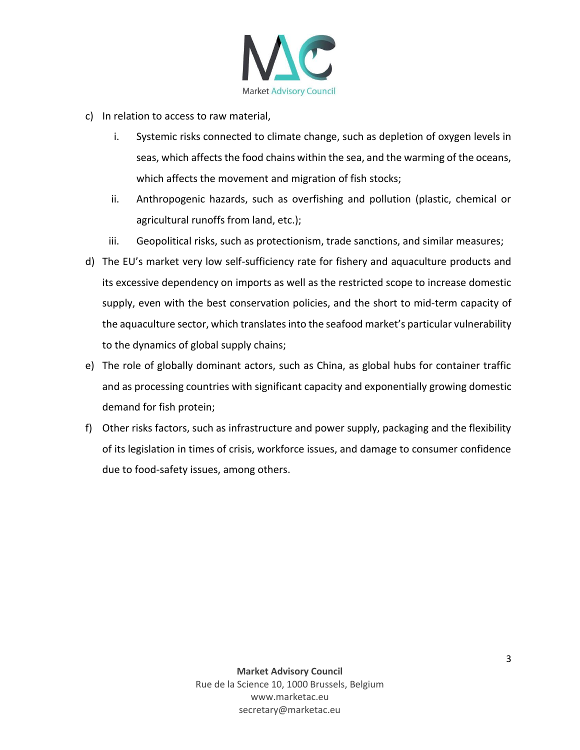c) In relation to access to raw material,

   i. Systemic risks connected to climate change, such as depletion of oxygen levels in seas, which affects the food chains within the sea, and the warming of the oceans, which affects the movement and migration of fish stocks;

   ii. Anthropogenic hazards, such as overfishing and pollution (plastic, chemical or agricultural runoffs from land, etc.);

   iii. Geopolitical risks, such as protectionism, trade sanctions, and similar measures;

d) The EU's market very low self-sufficiency rate for fishery and aquaculture products and its excessive dependency on imports as well as the restricted scope to increase domestic supply, even with the best conservation policies, and the short to mid-term capacity of the aquaculture sector, which translates into the seafood market's particular vulnerability to the dynamics of global supply chains;

e) The role of globally dominant actors, such as China, as global hubs for container traffic and as processing countries with significant capacity and exponentially growing domestic demand for fish protein;

f) Other risks factors, such as infrastructure and power supply, packaging and the flexibility of its legislation in times of crisis, workforce issues, and damage to consumer confidence due to food-safety issues, among others.